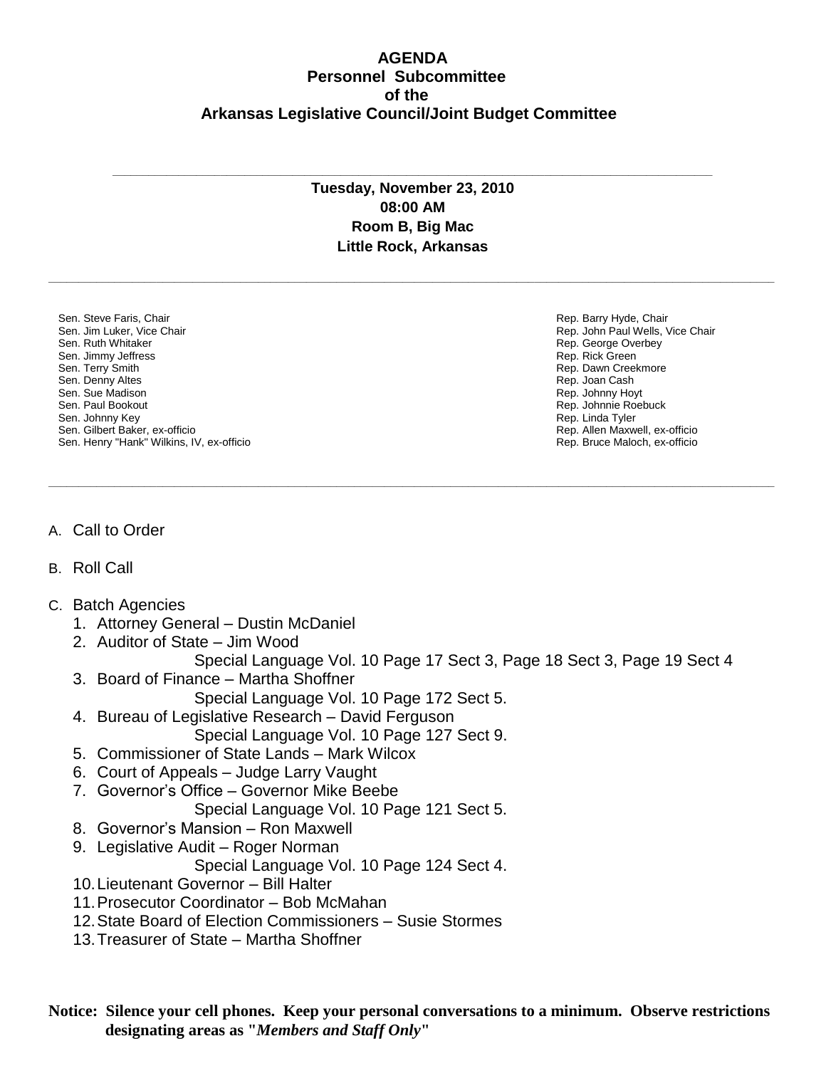# AGENDA
## Personnel Subcommittee
## of the
## Arkansas Legislative Council/Joint Budget Committee

---

**Tuesday, November 23, 2010**
**08:00 AM**
**Room B, Big Mac**
**Little Rock, Arkansas**

---

| Senate | House |
|---|---|
| Sen. Steve Faris, Chair | Rep. Barry Hyde, Chair |
| Sen. Jim Luker, Vice Chair | Rep. John Paul Wells, Vice Chair |
| Sen. Ruth Whitaker | Rep. George Overbey |
| Sen. Jimmy Jeffress | Rep. Rick Green |
| Sen. Terry Smith | Rep. Dawn Creekmore |
| Sen. Denny Altes | Rep. Joan Cash |
| Sen. Sue Madison | Rep. Johnny Hoyt |
| Sen. Paul Bookout | Rep. Johnnie Roebuck |
| Sen. Johnny Key | Rep. Linda Tyler |
| Sen. Gilbert Baker, ex-officio | Rep. Allen Maxwell, ex-officio |
| Sen. Henry "Hank" Wilkins, IV, ex-officio | Rep. Bruce Maloch, ex-officio |

---

A. Call to Order

B. Roll Call

C. Batch Agencies
   1. Attorney General – Dustin McDaniel
   2. Auditor of State – Jim Wood
      Special Language Vol. 10 Page 17 Sect 3, Page 18 Sect 3, Page 19 Sect 4
   3. Board of Finance – Martha Shoffner
      Special Language Vol. 10 Page 172 Sect 5.
   4. Bureau of Legislative Research – David Ferguson
      Special Language Vol. 10 Page 127 Sect 9.
   5. Commissioner of State Lands – Mark Wilcox
   6. Court of Appeals – Judge Larry Vaught
   7. Governor's Office – Governor Mike Beebe
      Special Language Vol. 10 Page 121 Sect 5.
   8. Governor's Mansion – Ron Maxwell
   9. Legislative Audit – Roger Norman
      Special Language Vol. 10 Page 124 Sect 4.
   10. Lieutenant Governor – Bill Halter
   11. Prosecutor Coordinator – Bob McMahan
   12. State Board of Election Commissioners – Susie Stormes
   13. Treasurer of State – Martha Shoffner

**Notice: Silence your cell phones. Keep your personal conversations to a minimum. Observe restrictions designating areas as "*Members and Staff Only*"**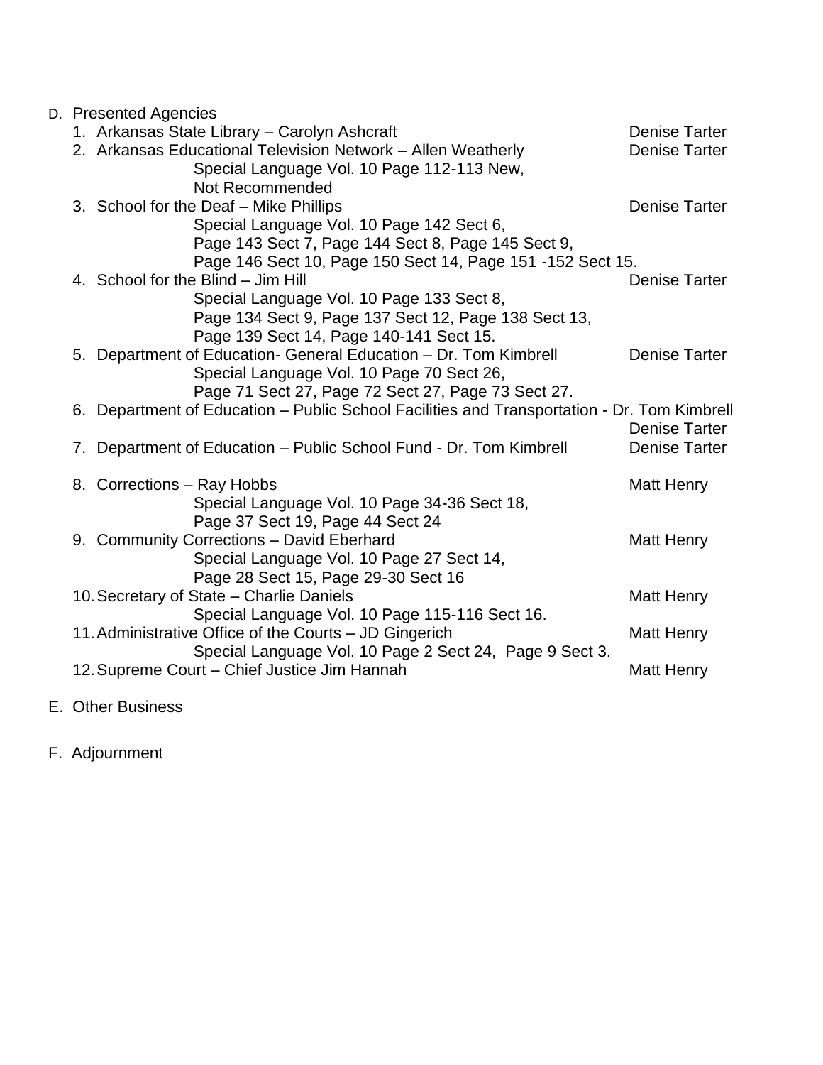D. Presented Agencies

1. Arkansas State Library – Carolyn Ashcraft — Denise Tarter
2. Arkansas Educational Television Network – Allen Weatherly — Denise Tarter
   Special Language Vol. 10 Page 112-113 New,
   Not Recommended
3. School for the Deaf – Mike Phillips — Denise Tarter
   Special Language Vol. 10 Page 142 Sect 6,
   Page 143 Sect 7, Page 144 Sect 8, Page 145 Sect 9,
   Page 146 Sect 10, Page 150 Sect 14, Page 151 -152 Sect 15.
4. School for the Blind – Jim Hill — Denise Tarter
   Special Language Vol. 10 Page 133 Sect 8,
   Page 134 Sect 9, Page 137 Sect 12, Page 138 Sect 13,
   Page 139 Sect 14, Page 140-141 Sect 15.
5. Department of Education- General Education – Dr. Tom Kimbrell — Denise Tarter
   Special Language Vol. 10 Page 70 Sect 26,
   Page 71 Sect 27, Page 72 Sect 27, Page 73 Sect 27.
6. Department of Education – Public School Facilities and Transportation - Dr. Tom Kimbrell — Denise Tarter
7. Department of Education – Public School Fund - Dr. Tom Kimbrell — Denise Tarter
8. Corrections – Ray Hobbs — Matt Henry
   Special Language Vol. 10 Page 34-36 Sect 18,
   Page 37 Sect 19, Page 44 Sect 24
9. Community Corrections – David Eberhard — Matt Henry
   Special Language Vol. 10 Page 27 Sect 14,
   Page 28 Sect 15, Page 29-30 Sect 16
10. Secretary of State – Charlie Daniels — Matt Henry
    Special Language Vol. 10 Page 115-116 Sect 16.
11. Administrative Office of the Courts – JD Gingerich — Matt Henry
    Special Language Vol. 10 Page 2 Sect 24, Page 9 Sect 3.
12. Supreme Court – Chief Justice Jim Hannah — Matt Henry

E. Other Business

F. Adjournment